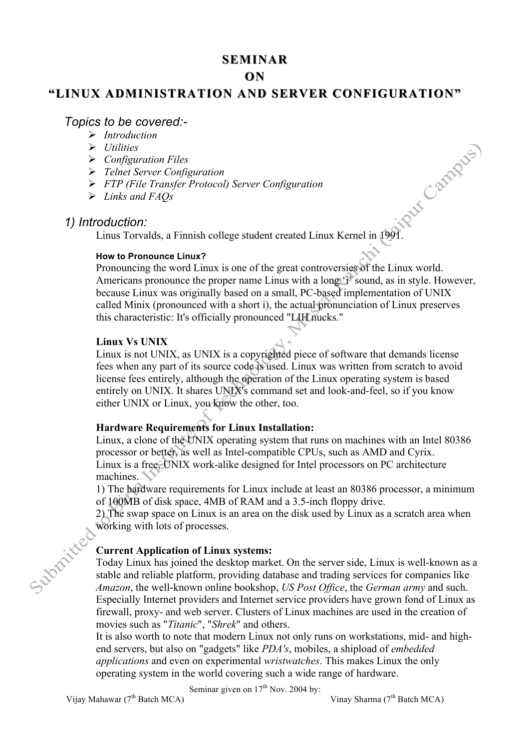# SEMINAR
# ON
# "LINUX ADMINISTRATION AND SERVER CONFIGURATION"

*Topics to be covered:-*

- *Introduction*
- *Utilities*
- *Configuration Files*
- *Telnet Server Configuration*
- *FTP (File Transfer Protocol) Server Configuration*
- *Links and FAQs*

## 1) Introduction:

Linus Torvalds, a Finnish college student created Linux Kernel in 1991.

#### How to Pronounce Linux?

Pronouncing the word Linux is one of the great controversies of the Linux world. Americans pronounce the proper name Linus with a long 'i' sound, as in style. However, because Linux was originally based on a small, PC-based implementation of UNIX called Minix (pronounced with a short i), the actual pronunciation of Linux preserves this characteristic: It's officially pronounced "LIH nucks."

**Linux Vs UNIX**

Linux is not UNIX, as UNIX is a copyrighted piece of software that demands license fees when any part of its source code is used. Linux was written from scratch to avoid license fees entirely, although the operation of the Linux operating system is based entirely on UNIX. It shares UNIX's command set and look-and-feel, so if you know either UNIX or Linux, you know the other, too.

**Hardware Requirements for Linux Installation:**

Linux, a clone of the UNIX operating system that runs on machines with an Intel 80386 processor or better, as well as Intel-compatible CPUs, such as AMD and Cyrix.
Linux is a free, UNIX work-alike designed for Intel processors on PC architecture machines.

1) The hardware requirements for Linux include at least an 80386 processor, a minimum of 100MB of disk space, 4MB of RAM and a 3.5-inch floppy drive.

2) The swap space on Linux is an area on the disk used by Linux as a scratch area when working with lots of processes.

**Current Application of Linux systems:**

Today Linux has joined the desktop market. On the server side, Linux is well-known as a stable and reliable platform, providing database and trading services for companies like *Amazon*, the well-known online bookshop, *US Post Office*, the *German army* and such. Especially Internet providers and Internet service providers have grown fond of Linux as firewall, proxy- and web server. Clusters of Linux machines are used in the creation of movies such as "*Titanic*", "*Shrek*" and others.
It is also worth to note that modern Linux not only runs on workstations, mid- and high-end servers, but also on "gadgets" like *PDA's*, mobiles, a shipload of *embedded applications* and even on experimental *wristwatches*. This makes Linux the only operating system in the world covering such a wide range of hardware.

Seminar given on 17th Nov. 2004 by:
Vijay Mahawar (7th Batch MCA) Vinay Sharma (7th Batch MCA)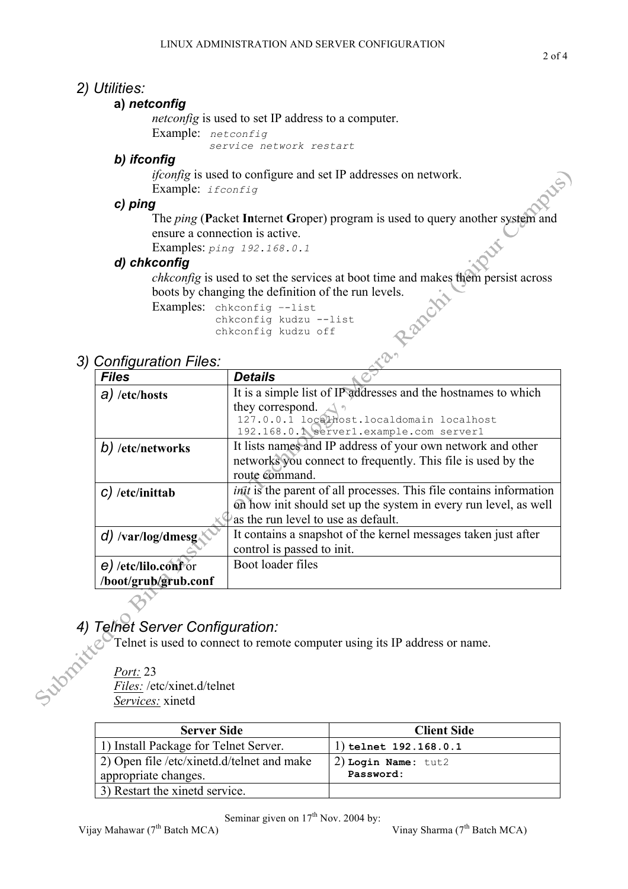## 2) Utilities:

### a) netconfig

*netconfig* is used to set IP address to a computer.

Example:
```
netconfig
service network restart
```

### b) ifconfig

*ifconfig* is used to configure and set IP addresses on network.

Example:
```
ifconfig
```

### c) ping

The *ping* (**P**acket **In**ternet **G**roper) program is used to query another system and ensure a connection is active.

Examples:
```
ping 192.168.0.1
```

### d) chkconfig

*chkconfig* is used to set the services at boot time and makes them persist across boots by changing the definition of the run levels.

Examples:
```
chkconfig --list
chkconfig kudzu --list
chkconfig kudzu off
```

## 3) Configuration Files:

| Files | Details |
|---|---|
| *a)* **/etc/hosts** | It is a simple list of IP addresses and the hostnames to which they correspond.<br>`127.0.0.1 localhost.localdomain localhost`<br>`192.168.0.1 server1.example.com server1` |
| *b)* **/etc/networks** | It lists names and IP address of your own network and other networks you connect to frequently. This file is used by the route command. |
| *c)* **/etc/inittab** | *init* is the parent of all processes. This file contains information on how init should set up the system in every run level, as well as the run level to use as default. |
| *d)* **/var/log/dmesg** | It contains a snapshot of the kernel messages taken just after control is passed to init. |
| *e)* **/etc/lilo.conf** or **/boot/grub/grub.conf** | Boot loader files |

## 4) Telnet Server Configuration:

Telnet is used to connect to remote computer using its IP address or name.

*Port:* 23
*Files:* /etc/xinet.d/telnet
*Services:* xinetd

| Server Side | Client Side |
|---|---|
| 1) Install Package for Telnet Server. | 1) **`telnet 192.168.0.1`** |
| 2) Open file /etc/xinetd.d/telnet and make appropriate changes. | 2) **Login Name:** `tut2`<br>**Password:** |
| 3) Restart the xinetd service. | |

Seminar given on 17th Nov. 2004 by:

Vijay Mahawar (7th Batch MCA) Vinay Sharma (7th Batch MCA)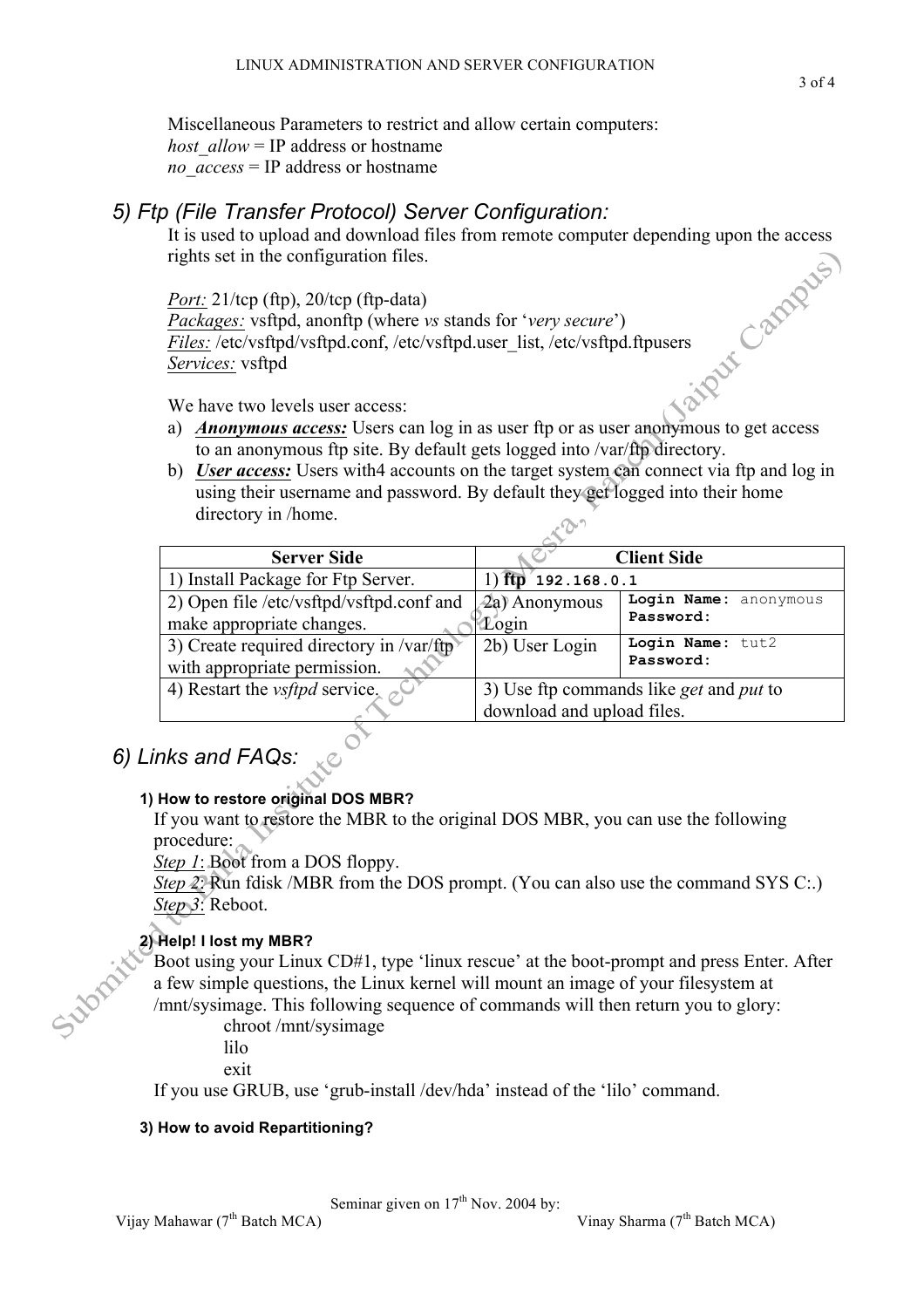Miscellaneous Parameters to restrict and allow certain computers:
*host_allow* = IP address or hostname
*no_access* = IP address or hostname

## *5) Ftp (File Transfer Protocol) Server Configuration:*

It is used to upload and download files from remote computer depending upon the access rights set in the configuration files.

*Port:* 21/tcp (ftp), 20/tcp (ftp-data)
*Packages:* vsftpd, anonftp (where *vs* stands for '*very secure*')
*Files:* /etc/vsftpd/vsftpd.conf, /etc/vsftpd.user_list, /etc/vsftpd.ftpusers
*Services:* vsftpd

We have two levels user access:

a) ***Anonymous access:*** Users can log in as user ftp or as user anonymous to get access to an anonymous ftp site. By default gets logged into /var/ftp directory.
b) ***User access:*** Users with4 accounts on the target system can connect via ftp and log in using their username and password. By default they get logged into their home directory in /home.

| Server Side | Client Side | |
|---|---|---|
| 1) Install Package for Ftp Server. | 1) **ftp** `192.168.0.1` | |
| 2) Open file /etc/vsftpd/vsftpd.conf and make appropriate changes. | 2a) Anonymous Login | **Login Name:** anonymous<br>**Password:** |
| 3) Create required directory in /var/ftp with appropriate permission. | 2b) User Login | **Login Name:** tut2<br>**Password:** |
| 4) Restart the *vsftpd* service. | 3) Use ftp commands like *get* and *put* to download and upload files. | |

## *6) Links and FAQs:*

#### 1) How to restore original DOS MBR?

If you want to restore the MBR to the original DOS MBR, you can use the following procedure:
*Step 1*: Boot from a DOS floppy.
*Step 2*: Run fdisk /MBR from the DOS prompt. (You can also use the command SYS C:.)
*Step 3*: Reboot.

#### 2) Help! I lost my MBR?

Boot using your Linux CD#1, type 'linux rescue' at the boot-prompt and press Enter. After a few simple questions, the Linux kernel will mount an image of your filesystem at /mnt/sysimage. This following sequence of commands will then return you to glory:

```
chroot /mnt/sysimage
lilo
exit
```

If you use GRUB, use 'grub-install /dev/hda' instead of the 'lilo' command.

#### 3) How to avoid Repartitioning?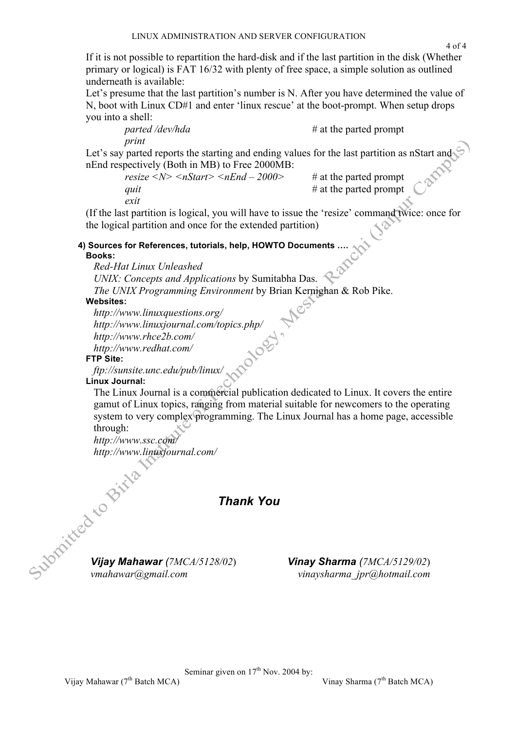If it is not possible to repartition the hard-disk and if the last partition in the disk (Whether primary or logical) is FAT 16/32 with plenty of free space, a simple solution as outlined underneath is available:

Let's presume that the last partition's number is N. After you have determined the value of N, boot with Linux CD#1 and enter 'linux rescue' at the boot-prompt. When setup drops you into a shell:

```
parted /dev/hda                          # at the parted prompt
print
```

Let's say parted reports the starting and ending values for the last partition as nStart and nEnd respectively (Both in MB) to Free 2000MB:

```
resize <N> <nStart> <nEnd – 2000>        # at the parted prompt
quit                                     # at the parted prompt
exit
```

(If the last partition is logical, you will have to issue the 'resize' command twice: once for the logical partition and once for the extended partition)

### 4) Sources for References, tutorials, help, HOWTO Documents ….

**Books:**

*Red-Hat Linux Unleashed*

*UNIX: Concepts and Applications* by Sumitabha Das.

*The UNIX Programming Environment* by Brian Kernighan & Rob Pike.

**Websites:**

*http://www.linuxquestions.org/*

*http://www.linuxjournal.com/topics.php/*

*http://www.rhce2b.com/*

*http://www.redhat.com/*

**FTP Site:**

*ftp://sunsite.unc.edu/pub/linux/*

**Linux Journal:**

The Linux Journal is a commercial publication dedicated to Linux. It covers the entire gamut of Linux topics, ranging from material suitable for newcomers to the operating system to very complex programming. The Linux Journal has a home page, accessible through:

*http://www.ssc.com/*

*http://www.linuxjournal.com/*

***Thank You***

***Vijay Mahawar*** (*7MCA/5128/02*)
*vmahawar@gmail.com*

***Vinay Sharma*** (*7MCA/5129/02*)
*vinaysharma_jpr@hotmail.com*